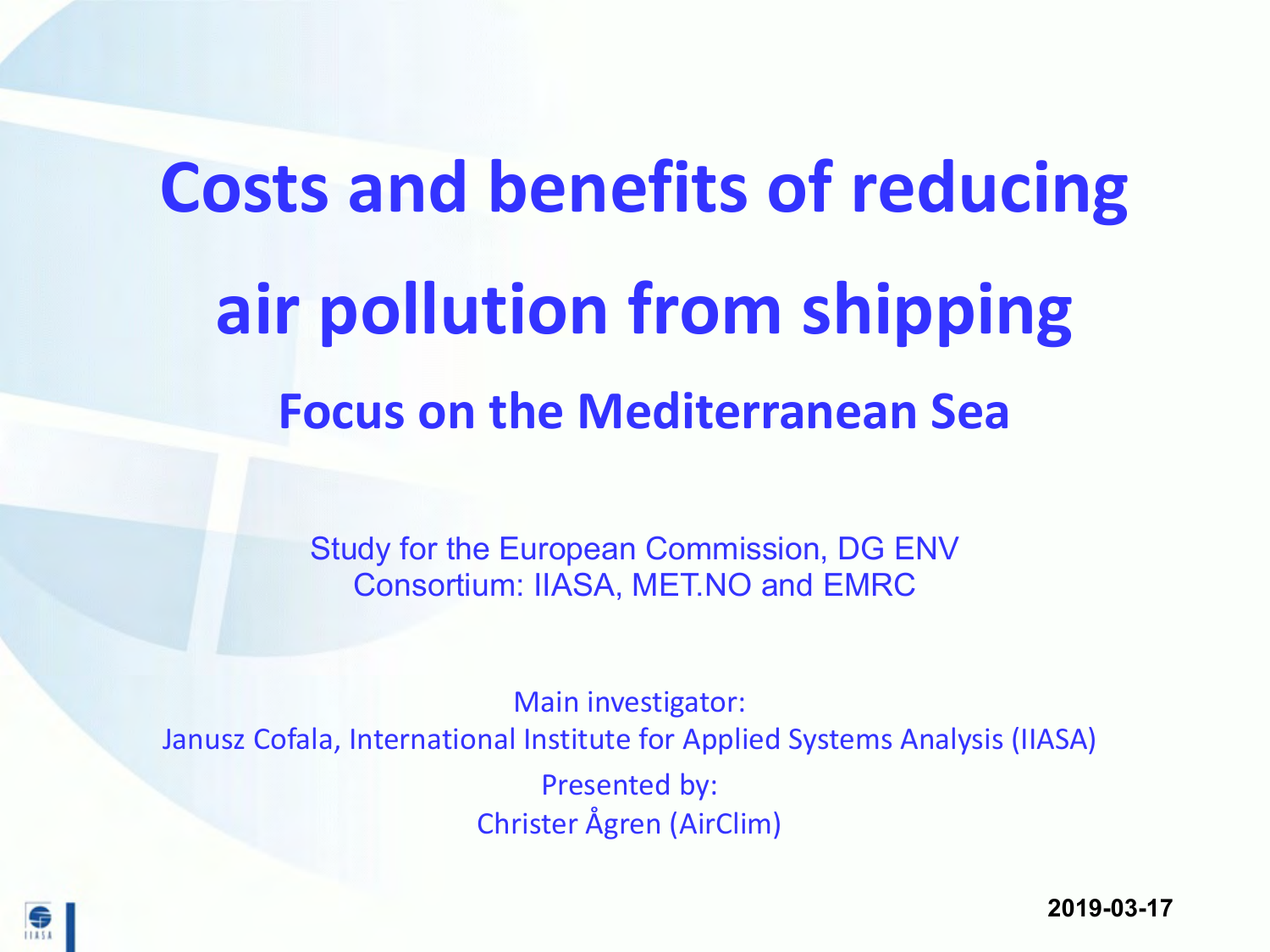# Costs and benefits of reducing air pollution from shipping

## Focus on the Mediterranean Sea

Study for the European Commission, DG ENV
Consortium: IIASA, MET.NO and EMRC

Main investigator:
Janusz Cofala, International Institute for Applied Systems Analysis (IIASA)

Presented by:
Christer Ågren (AirClim)

**2019-03-17**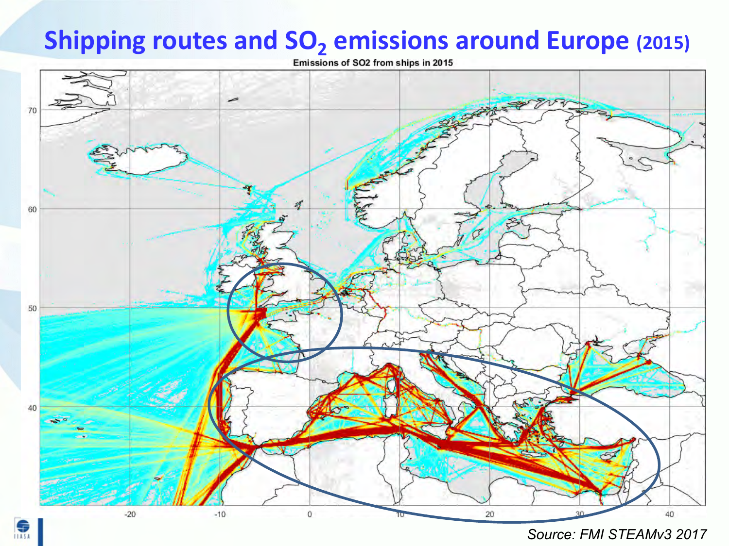# Shipping routes and $SO_2$ emissions around Europe (2015)

Emissions of SO2 from ships in 2015

*Source: FMI STEAMv3 2017*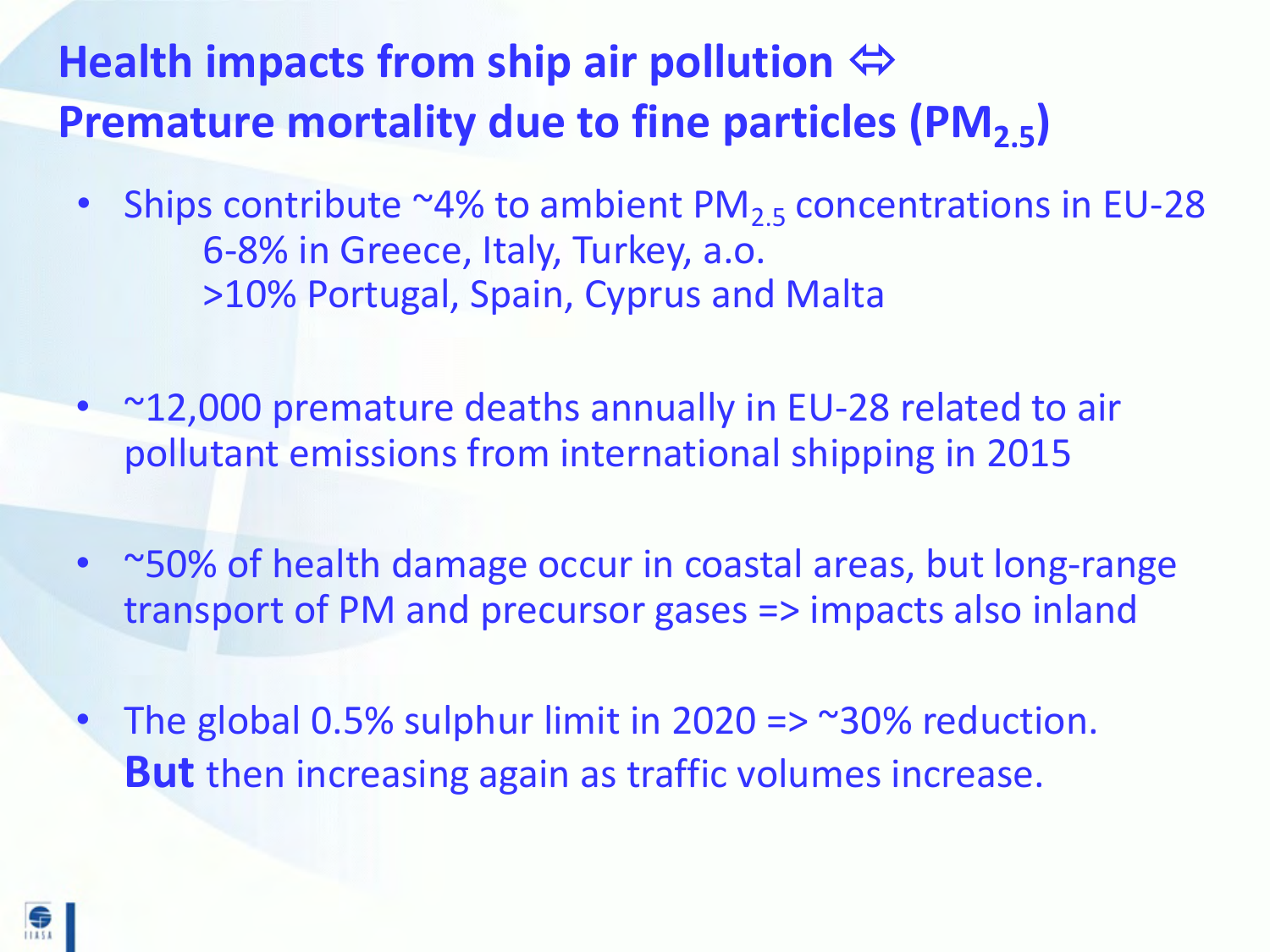# Health impacts from ship air pollution ⇔ Premature mortality due to fine particles ($PM_{2.5}$)

- Ships contribute ~4% to ambient $PM_{2.5}$ concentrations in EU-28
  - 6-8% in Greece, Italy, Turkey, a.o.
  - >10% Portugal, Spain, Cyprus and Malta
- ~12,000 premature deaths annually in EU-28 related to air pollutant emissions from international shipping in 2015
- ~50% of health damage occur in coastal areas, but long-range transport of PM and precursor gases => impacts also inland
- The global 0.5% sulphur limit in 2020 => ~30% reduction. **But** then increasing again as traffic volumes increase.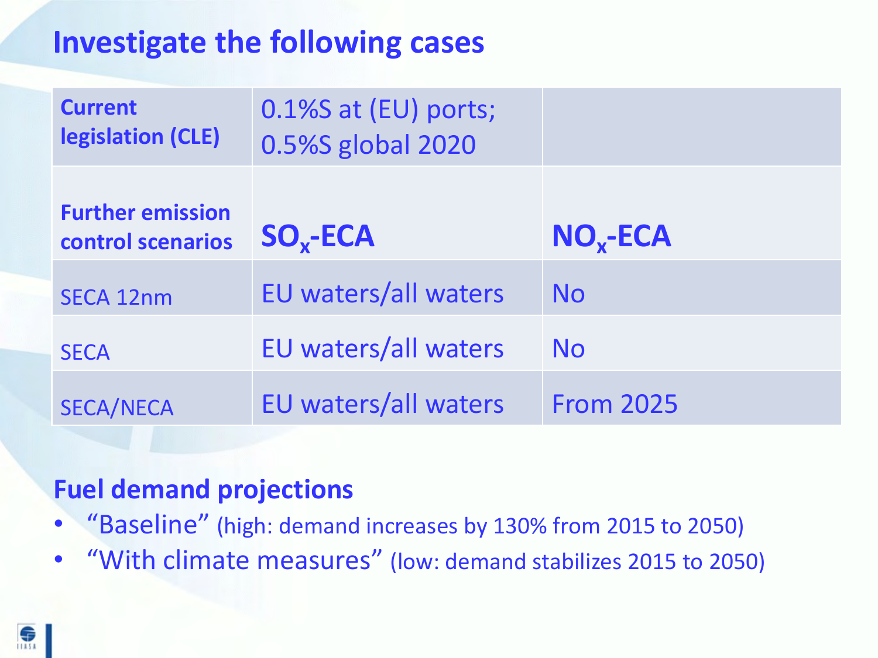# Investigate the following cases

| **Current legislation (CLE)** | 0.1%S at (EU) ports; 0.5%S global 2020 | |
|---|---|---|
| **Further emission control scenarios** | **$SO_x$-ECA** | **$NO_x$-ECA** |
| SECA 12nm | EU waters/all waters | No |
| SECA | EU waters/all waters | No |
| SECA/NECA | EU waters/all waters | From 2025 |

## Fuel demand projections

- "Baseline" (high: demand increases by 130% from 2015 to 2050)
- "With climate measures" (low: demand stabilizes 2015 to 2050)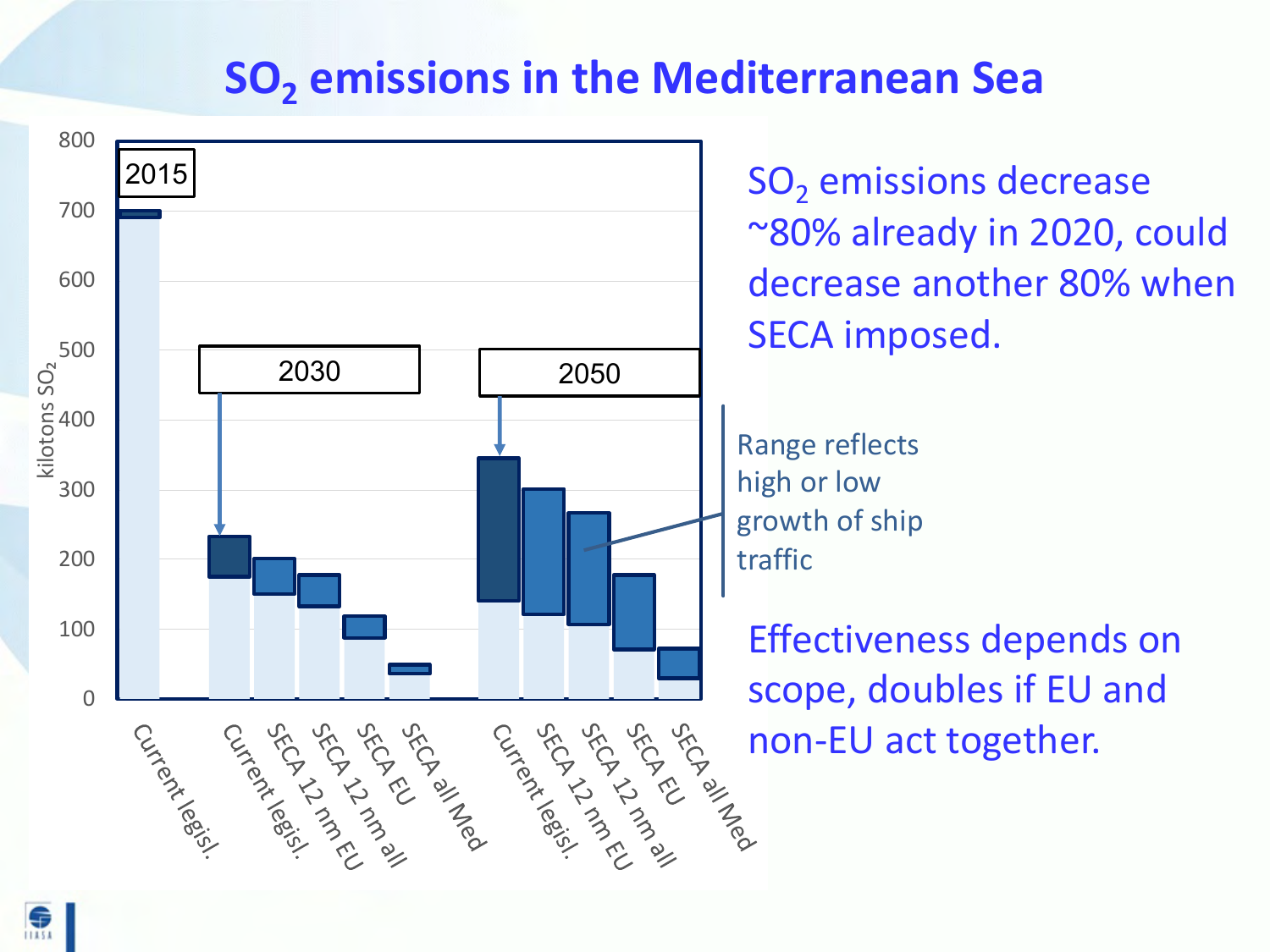# $SO_2$ emissions in the Mediterranean Sea

| | Scenario | kilotons $SO_2$ |
|---|---|---|
| 2015 | Current legisl. | ~700 |
| 2030 | Current legisl. | ~175–235 |
| 2030 | SECA 12 nm EU | ~150–200 |
| 2030 | SECA 12 nm all | ~130–178 |
| 2030 | SECA EU | ~85–120 |
| 2030 | SECA all Med | ~35–50 |
| 2050 | Current legisl. | ~140–345 |
| 2050 | SECA 12 nm EU | ~120–300 |
| 2050 | SECA 12 nm all | ~105–267 |
| 2050 | SECA EU | ~70–178 |
| 2050 | SECA all Med | ~30–72 |

Range reflects high or low growth of ship traffic

$SO_2$ emissions decrease ~80% already in 2020, could decrease another 80% when SECA imposed.

Effectiveness depends on scope, doubles if EU and non-EU act together.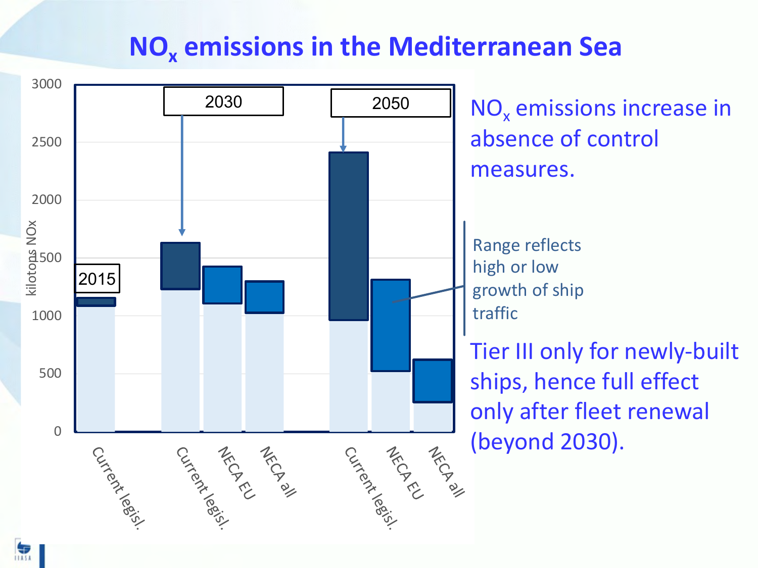# $NO_x$ emissions in the Mediterranean Sea

3000

2500

2000

1500

1000

500

0

kilotons NOx

2015

2030

2050

Current legisl.

Current legisl.

NECA EU

NECA all

Current legisl.

NECA EU

NECA all

$NO_x$ emissions increase in absence of control measures.

Range reflects high or low growth of ship traffic

Tier III only for newly-built ships, hence full effect only after fleet renewal (beyond 2030).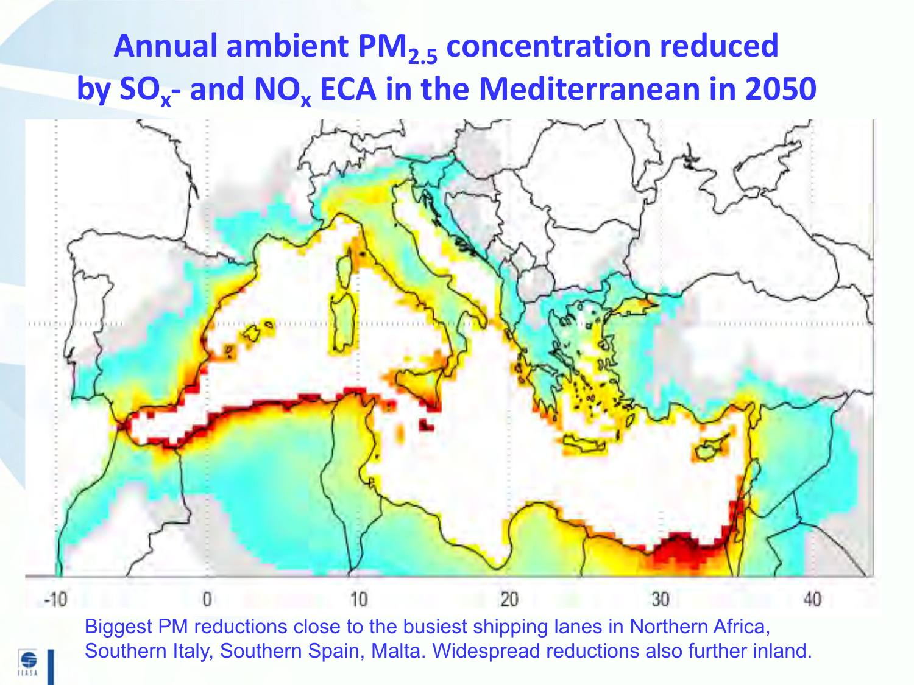# Annual ambient $PM_{2.5}$ concentration reduced by $SO_x$- and $NO_x$ ECA in the Mediterranean in 2050

-10 0 10 20 30 40

Biggest PM reductions close to the busiest shipping lanes in Northern Africa, Southern Italy, Southern Spain, Malta. Widespread reductions also further inland.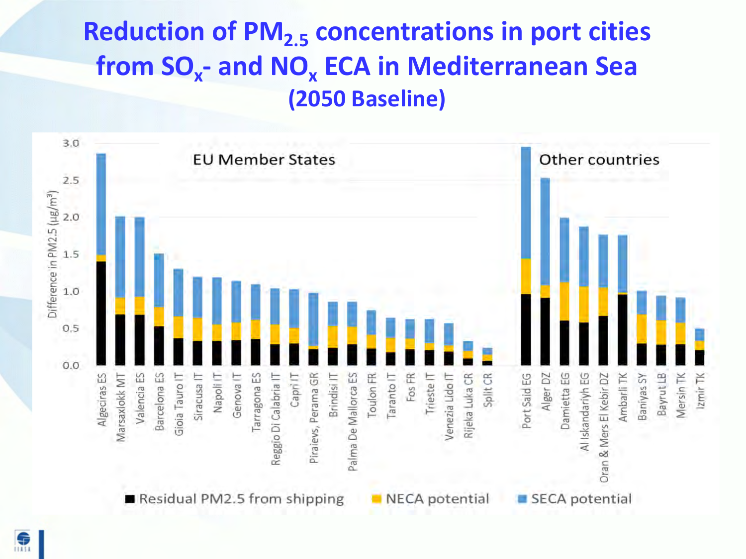# Reduction of $PM_{2.5}$ concentrations in port cities from $SO_x$- and $NO_x$ ECA in Mediterranean Sea (2050 Baseline)

Difference in PM2.5 ($\mu g/m^3$)

EU Member States

Other countries

Algeciras ES, Marsaxlokk MT, Valencia ES, Barcelona ES, Gioia Tauro IT, Siracusa IT, Napoli IT, Genova IT, Tarragona ES, Reggio Di Calabria IT, Capri IT, Piraievs, Perama GR, Brindisi IT, Palma De Mallorca ES, Toulon FR, Taranto IT, Fos FR, Trieste IT, Venezia Lido IT, Rijeka Luka CR, Split CR

Port Said EG, Alger DZ, Damietta EG, Al Iskandariyh EG, Oran & Mers El Kebir DZ, Ambarli TK, Baniyas SY, Bayrut LB, Mersin TK, Izmir TK

Residual PM2.5 from shipping | NECA potential | SECA potential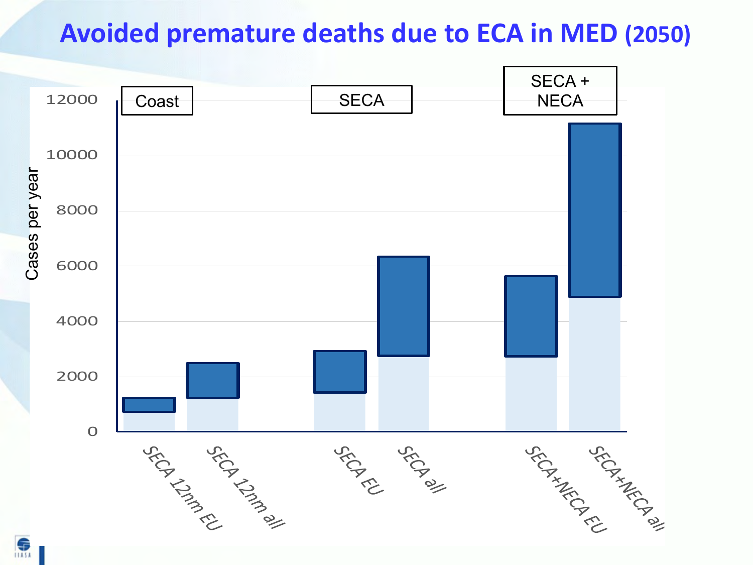# Avoided premature deaths due to ECA in MED (2050)

Cases per year

| Group | Scenario |
| --- | --- |
| Coast | SECA 12nm EU |
| Coast | SECA 12nm all |
| SECA | SECA EU |
| SECA | SECA all |
| SECA + NECA | SECA+NECA EU |
| SECA + NECA | SECA+NECA all |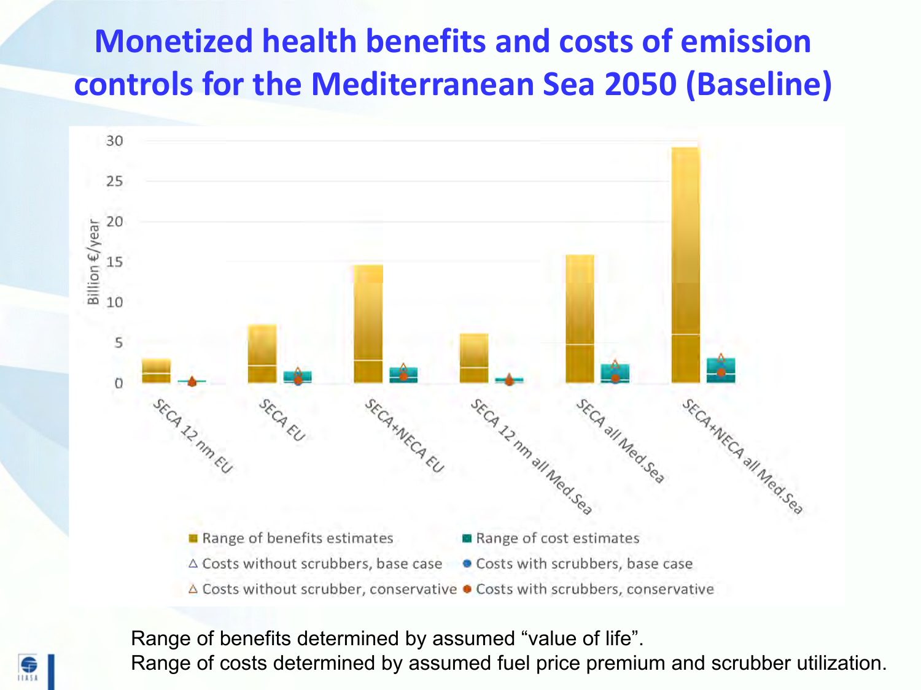# Monetized health benefits and costs of emission controls for the Mediterranean Sea 2050 (Baseline)

Billion €/year

30
25
20
15
10
5
0

SECA 12 nm EU | SECA EU | SECA+NECA EU | SECA 12 nm all Med.Sea | SECA all Med.Sea | SECA+NECA all Med.Sea

- Range of benefits estimates
- Range of cost estimates
- △ Costs without scrubbers, base case
- ● Costs with scrubbers, base case
- △ Costs without scrubber, conservative
- ● Costs with scrubbers, conservative

Range of benefits determined by assumed "value of life".
Range of costs determined by assumed fuel price premium and scrubber utilization.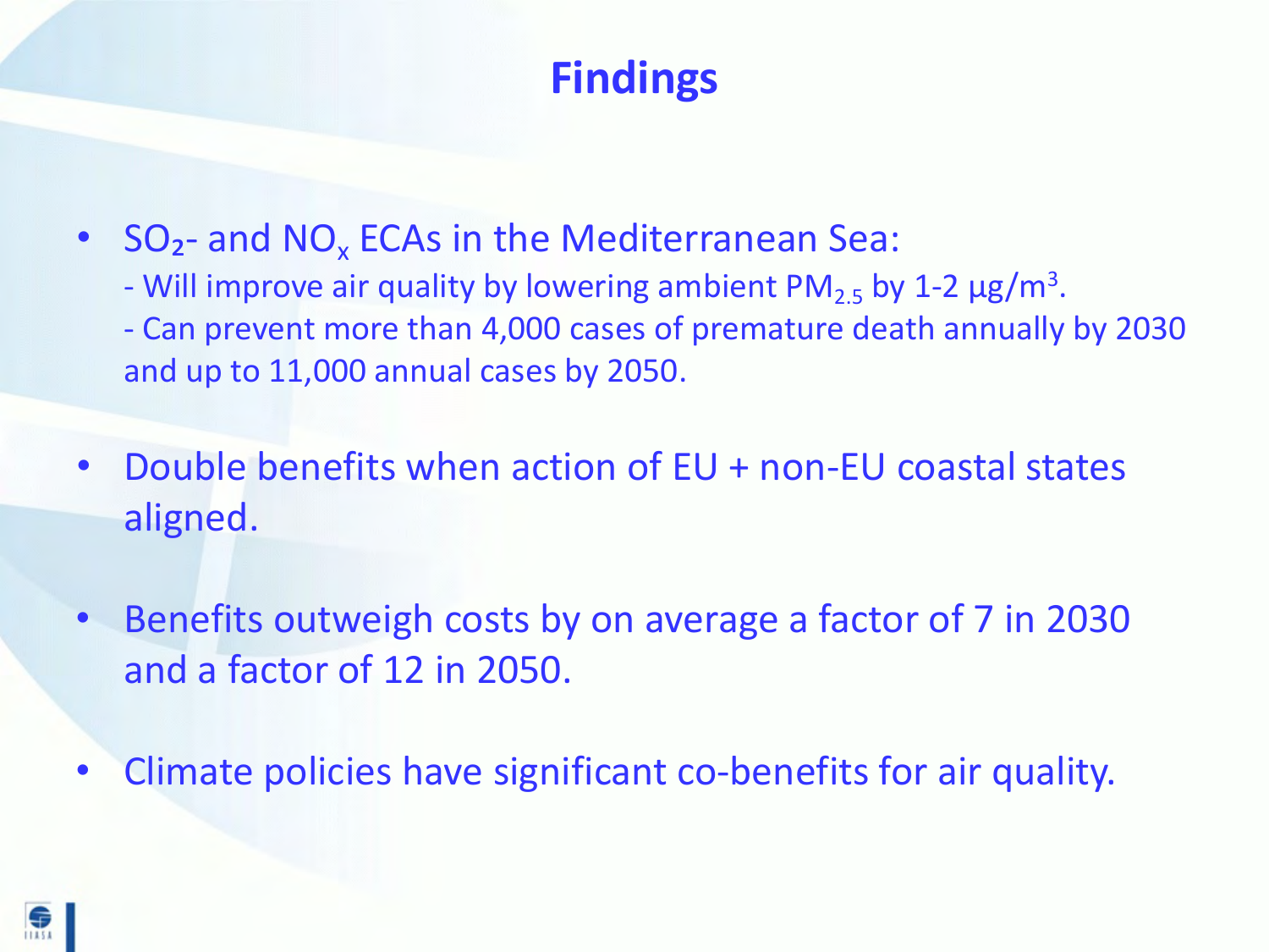# Findings

- $SO_2$- and $NO_x$ ECAs in the Mediterranean Sea:
  - Will improve air quality by lowering ambient $PM_{2.5}$ by 1-2 μg/$m^3$.
  - Can prevent more than 4,000 cases of premature death annually by 2030 and up to 11,000 annual cases by 2050.
- Double benefits when action of EU + non-EU coastal states aligned.
- Benefits outweigh costs by on average a factor of 7 in 2030 and a factor of 12 in 2050.
- Climate policies have significant co-benefits for air quality.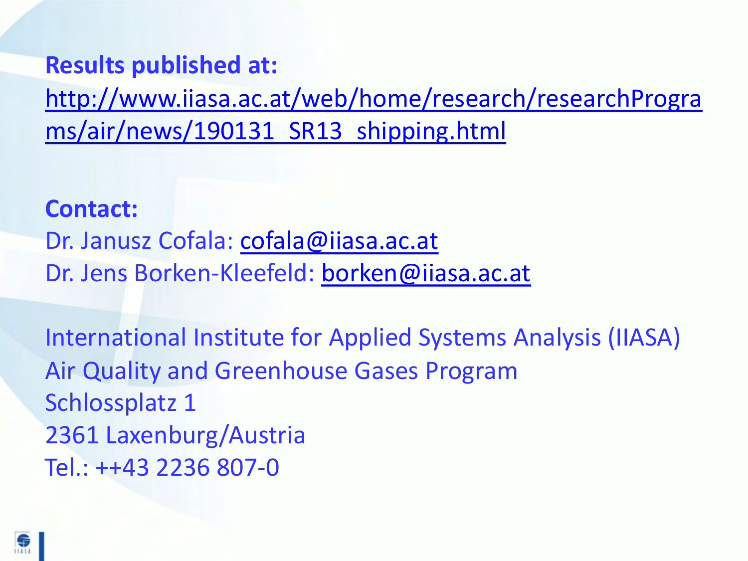**Results published at:**
http://www.iiasa.ac.at/web/home/research/researchPrograms/air/news/190131_SR13_shipping.html

**Contact:**
Dr. Janusz Cofala: cofala@iiasa.ac.at
Dr. Jens Borken-Kleefeld: borken@iiasa.ac.at

International Institute for Applied Systems Analysis (IIASA)
Air Quality and Greenhouse Gases Program
Schlossplatz 1
2361 Laxenburg/Austria
Tel.: ++43 2236 807-0